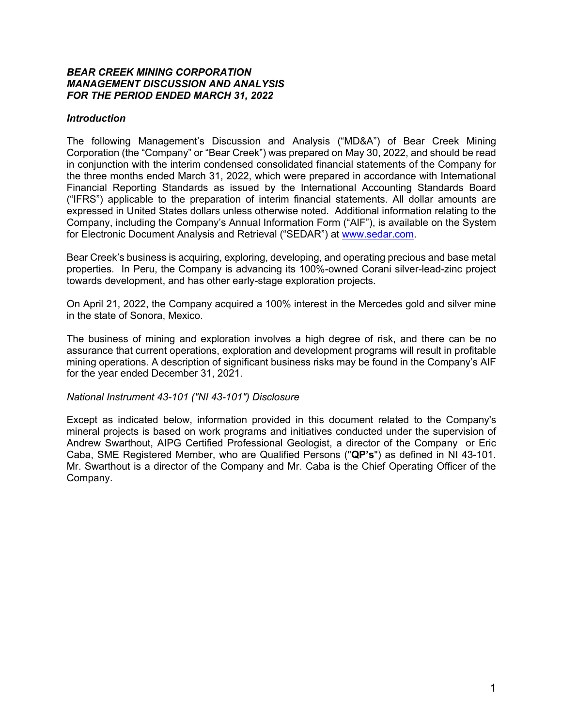***BEAR CREEK MINING CORPORATION***
***MANAGEMENT DISCUSSION AND ANALYSIS***
***FOR THE PERIOD ENDED MARCH 31, 2022***

## *Introduction*

The following Management's Discussion and Analysis ("MD&A") of Bear Creek Mining Corporation (the "Company" or "Bear Creek") was prepared on May 30, 2022, and should be read in conjunction with the interim condensed consolidated financial statements of the Company for the three months ended March 31, 2022, which were prepared in accordance with International Financial Reporting Standards as issued by the International Accounting Standards Board ("IFRS") applicable to the preparation of interim financial statements. All dollar amounts are expressed in United States dollars unless otherwise noted. Additional information relating to the Company, including the Company's Annual Information Form ("AIF"), is available on the System for Electronic Document Analysis and Retrieval ("SEDAR") at www.sedar.com.

Bear Creek's business is acquiring, exploring, developing, and operating precious and base metal properties. In Peru, the Company is advancing its 100%-owned Corani silver-lead-zinc project towards development, and has other early-stage exploration projects.

On April 21, 2022, the Company acquired a 100% interest in the Mercedes gold and silver mine in the state of Sonora, Mexico.

The business of mining and exploration involves a high degree of risk, and there can be no assurance that current operations, exploration and development programs will result in profitable mining operations. A description of significant business risks may be found in the Company's AIF for the year ended December 31, 2021.

### *National Instrument 43-101 ("NI 43-101") Disclosure*

Except as indicated below, information provided in this document related to the Company's mineral projects is based on work programs and initiatives conducted under the supervision of Andrew Swarthout, AIPG Certified Professional Geologist, a director of the Company or Eric Caba, SME Registered Member, who are Qualified Persons ("**QP's**") as defined in NI 43-101. Mr. Swarthout is a director of the Company and Mr. Caba is the Chief Operating Officer of the Company.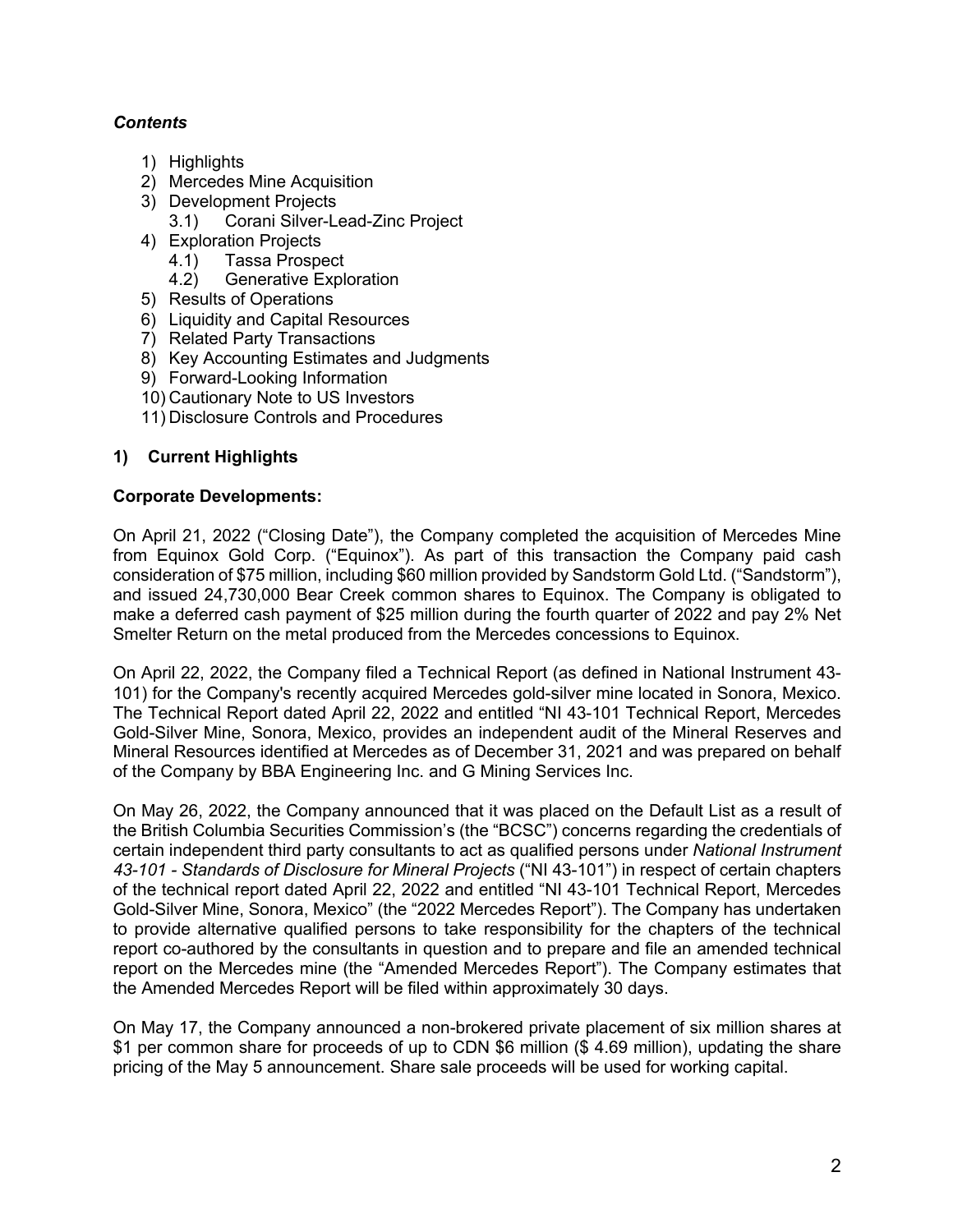### *Contents*

1) Highlights
2) Mercedes Mine Acquisition
3) Development Projects
   3.1) Corani Silver-Lead-Zinc Project
4) Exploration Projects
   4.1) Tassa Prospect
   4.2) Generative Exploration
5) Results of Operations
6) Liquidity and Capital Resources
7) Related Party Transactions
8) Key Accounting Estimates and Judgments
9) Forward-Looking Information
10) Cautionary Note to US Investors
11) Disclosure Controls and Procedures

## 1) Current Highlights

**Corporate Developments:**

On April 21, 2022 ("Closing Date"), the Company completed the acquisition of Mercedes Mine from Equinox Gold Corp. ("Equinox"). As part of this transaction the Company paid cash consideration of $75 million, including $60 million provided by Sandstorm Gold Ltd. ("Sandstorm"), and issued 24,730,000 Bear Creek common shares to Equinox. The Company is obligated to make a deferred cash payment of $25 million during the fourth quarter of 2022 and pay 2% Net Smelter Return on the metal produced from the Mercedes concessions to Equinox.

On April 22, 2022, the Company filed a Technical Report (as defined in National Instrument 43-101) for the Company's recently acquired Mercedes gold-silver mine located in Sonora, Mexico. The Technical Report dated April 22, 2022 and entitled "NI 43-101 Technical Report, Mercedes Gold-Silver Mine, Sonora, Mexico, provides an independent audit of the Mineral Reserves and Mineral Resources identified at Mercedes as of December 31, 2021 and was prepared on behalf of the Company by BBA Engineering Inc. and G Mining Services Inc.

On May 26, 2022, the Company announced that it was placed on the Default List as a result of the British Columbia Securities Commission's (the "BCSC") concerns regarding the credentials of certain independent third party consultants to act as qualified persons under *National Instrument 43-101 - Standards of Disclosure for Mineral Projects* ("NI 43-101") in respect of certain chapters of the technical report dated April 22, 2022 and entitled "NI 43-101 Technical Report, Mercedes Gold-Silver Mine, Sonora, Mexico" (the "2022 Mercedes Report"). The Company has undertaken to provide alternative qualified persons to take responsibility for the chapters of the technical report co-authored by the consultants in question and to prepare and file an amended technical report on the Mercedes mine (the "Amended Mercedes Report"). The Company estimates that the Amended Mercedes Report will be filed within approximately 30 days.

On May 17, the Company announced a non-brokered private placement of six million shares at $1 per common share for proceeds of up to CDN $6 million ($ 4.69 million), updating the share pricing of the May 5 announcement. Share sale proceeds will be used for working capital.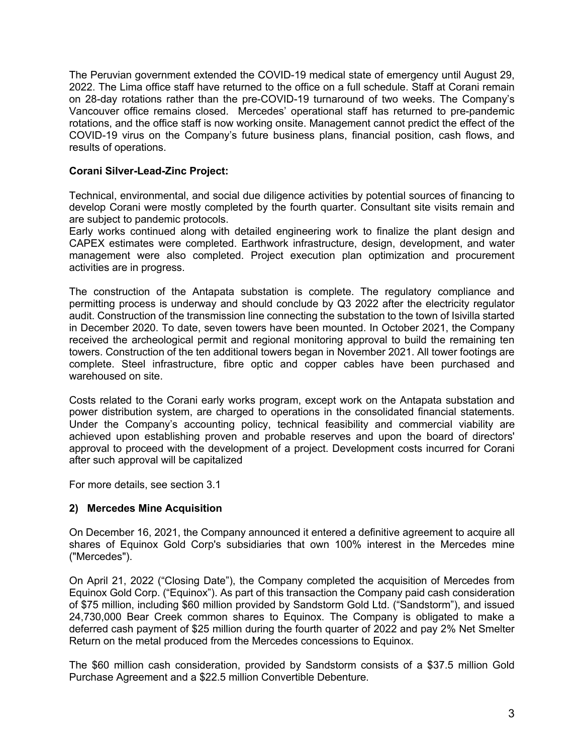The Peruvian government extended the COVID-19 medical state of emergency until August 29, 2022. The Lima office staff have returned to the office on a full schedule. Staff at Corani remain on 28-day rotations rather than the pre-COVID-19 turnaround of two weeks. The Company's Vancouver office remains closed. Mercedes' operational staff has returned to pre-pandemic rotations, and the office staff is now working onsite. Management cannot predict the effect of the COVID-19 virus on the Company's future business plans, financial position, cash flows, and results of operations.

**Corani Silver-Lead-Zinc Project:**

Technical, environmental, and social due diligence activities by potential sources of financing to develop Corani were mostly completed by the fourth quarter. Consultant site visits remain and are subject to pandemic protocols.
Early works continued along with detailed engineering work to finalize the plant design and CAPEX estimates were completed. Earthwork infrastructure, design, development, and water management were also completed. Project execution plan optimization and procurement activities are in progress.

The construction of the Antapata substation is complete. The regulatory compliance and permitting process is underway and should conclude by Q3 2022 after the electricity regulator audit. Construction of the transmission line connecting the substation to the town of Isivilla started in December 2020. To date, seven towers have been mounted. In October 2021, the Company received the archeological permit and regional monitoring approval to build the remaining ten towers. Construction of the ten additional towers began in November 2021. All tower footings are complete. Steel infrastructure, fibre optic and copper cables have been purchased and warehoused on site.

Costs related to the Corani early works program, except work on the Antapata substation and power distribution system, are charged to operations in the consolidated financial statements. Under the Company's accounting policy, technical feasibility and commercial viability are achieved upon establishing proven and probable reserves and upon the board of directors' approval to proceed with the development of a project. Development costs incurred for Corani after such approval will be capitalized

For more details, see section 3.1

## 2) Mercedes Mine Acquisition

On December 16, 2021, the Company announced it entered a definitive agreement to acquire all shares of Equinox Gold Corp's subsidiaries that own 100% interest in the Mercedes mine ("Mercedes").

On April 21, 2022 ("Closing Date"), the Company completed the acquisition of Mercedes from Equinox Gold Corp. ("Equinox"). As part of this transaction the Company paid cash consideration of $75 million, including $60 million provided by Sandstorm Gold Ltd. ("Sandstorm"), and issued 24,730,000 Bear Creek common shares to Equinox. The Company is obligated to make a deferred cash payment of $25 million during the fourth quarter of 2022 and pay 2% Net Smelter Return on the metal produced from the Mercedes concessions to Equinox.

The $60 million cash consideration, provided by Sandstorm consists of a $37.5 million Gold Purchase Agreement and a $22.5 million Convertible Debenture.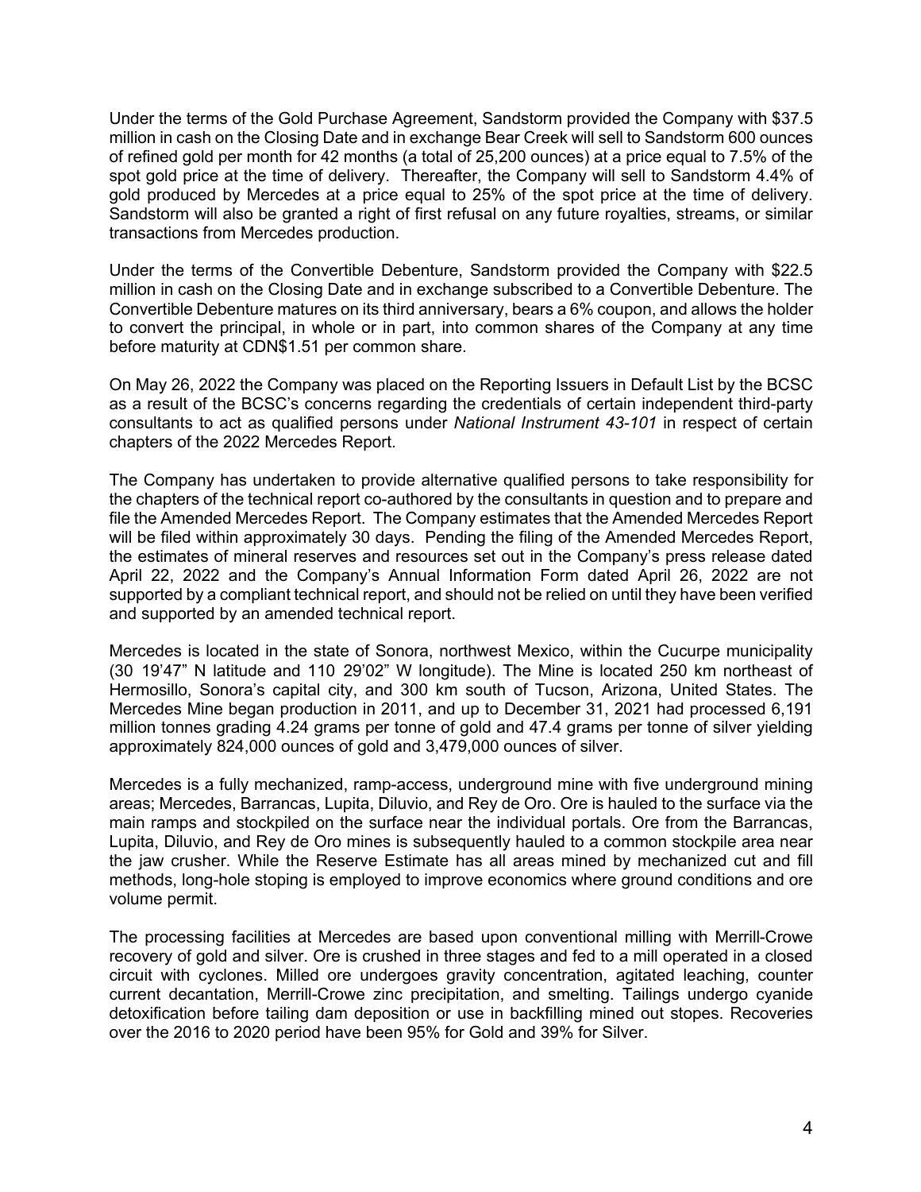Under the terms of the Gold Purchase Agreement, Sandstorm provided the Company with $37.5 million in cash on the Closing Date and in exchange Bear Creek will sell to Sandstorm 600 ounces of refined gold per month for 42 months (a total of 25,200 ounces) at a price equal to 7.5% of the spot gold price at the time of delivery. Thereafter, the Company will sell to Sandstorm 4.4% of gold produced by Mercedes at a price equal to 25% of the spot price at the time of delivery. Sandstorm will also be granted a right of first refusal on any future royalties, streams, or similar transactions from Mercedes production.

Under the terms of the Convertible Debenture, Sandstorm provided the Company with $22.5 million in cash on the Closing Date and in exchange subscribed to a Convertible Debenture. The Convertible Debenture matures on its third anniversary, bears a 6% coupon, and allows the holder to convert the principal, in whole or in part, into common shares of the Company at any time before maturity at CDN$1.51 per common share.

On May 26, 2022 the Company was placed on the Reporting Issuers in Default List by the BCSC as a result of the BCSC's concerns regarding the credentials of certain independent third-party consultants to act as qualified persons under *National Instrument 43-101* in respect of certain chapters of the 2022 Mercedes Report.

The Company has undertaken to provide alternative qualified persons to take responsibility for the chapters of the technical report co-authored by the consultants in question and to prepare and file the Amended Mercedes Report. The Company estimates that the Amended Mercedes Report will be filed within approximately 30 days. Pending the filing of the Amended Mercedes Report, the estimates of mineral reserves and resources set out in the Company's press release dated April 22, 2022 and the Company's Annual Information Form dated April 26, 2022 are not supported by a compliant technical report, and should not be relied on until they have been verified and supported by an amended technical report.

Mercedes is located in the state of Sonora, northwest Mexico, within the Cucurpe municipality (30 19'47" N latitude and 110 29'02" W longitude). The Mine is located 250 km northeast of Hermosillo, Sonora's capital city, and 300 km south of Tucson, Arizona, United States. The Mercedes Mine began production in 2011, and up to December 31, 2021 had processed 6,191 million tonnes grading 4.24 grams per tonne of gold and 47.4 grams per tonne of silver yielding approximately 824,000 ounces of gold and 3,479,000 ounces of silver.

Mercedes is a fully mechanized, ramp-access, underground mine with five underground mining areas; Mercedes, Barrancas, Lupita, Diluvio, and Rey de Oro. Ore is hauled to the surface via the main ramps and stockpiled on the surface near the individual portals. Ore from the Barrancas, Lupita, Diluvio, and Rey de Oro mines is subsequently hauled to a common stockpile area near the jaw crusher. While the Reserve Estimate has all areas mined by mechanized cut and fill methods, long-hole stoping is employed to improve economics where ground conditions and ore volume permit.

The processing facilities at Mercedes are based upon conventional milling with Merrill-Crowe recovery of gold and silver. Ore is crushed in three stages and fed to a mill operated in a closed circuit with cyclones. Milled ore undergoes gravity concentration, agitated leaching, counter current decantation, Merrill-Crowe zinc precipitation, and smelting. Tailings undergo cyanide detoxification before tailing dam deposition or use in backfilling mined out stopes. Recoveries over the 2016 to 2020 period have been 95% for Gold and 39% for Silver.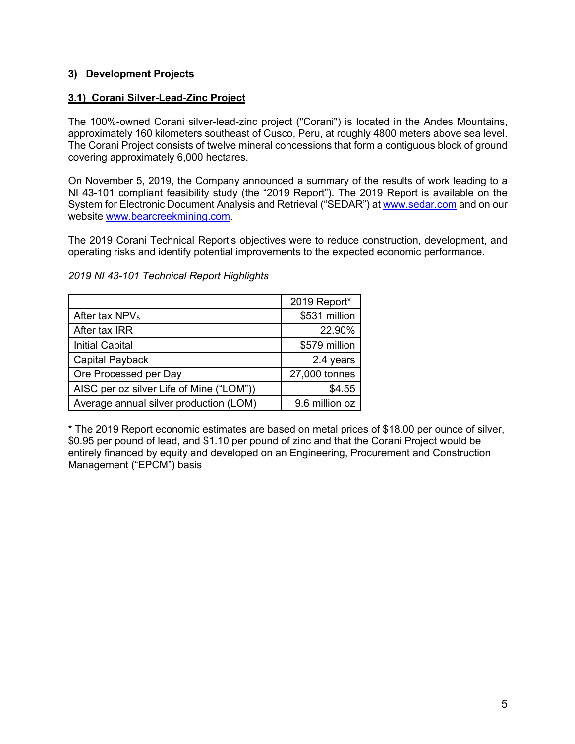### 3) Development Projects

#### 3.1) Corani Silver-Lead-Zinc Project

The 100%-owned Corani silver-lead-zinc project ("Corani") is located in the Andes Mountains, approximately 160 kilometers southeast of Cusco, Peru, at roughly 4800 meters above sea level. The Corani Project consists of twelve mineral concessions that form a contiguous block of ground covering approximately 6,000 hectares.

On November 5, 2019, the Company announced a summary of the results of work leading to a NI 43-101 compliant feasibility study (the "2019 Report"). The 2019 Report is available on the System for Electronic Document Analysis and Retrieval ("SEDAR") at www.sedar.com and on our website www.bearcreekmining.com.

The 2019 Corani Technical Report's objectives were to reduce construction, development, and operating risks and identify potential improvements to the expected economic performance.

*2019 NI 43-101 Technical Report Highlights*

| | 2019 Report* |
|---|---|
| After tax $NPV_5$ | $531 million |
| After tax IRR | 22.90% |
| Initial Capital | $579 million |
| Capital Payback | 2.4 years |
| Ore Processed per Day | 27,000 tonnes |
| AISC per oz silver Life of Mine ("LOM")) | $4.55 |
| Average annual silver production (LOM) | 9.6 million oz |

* The 2019 Report economic estimates are based on metal prices of $18.00 per ounce of silver, $0.95 per pound of lead, and $1.10 per pound of zinc and that the Corani Project would be entirely financed by equity and developed on an Engineering, Procurement and Construction Management ("EPCM") basis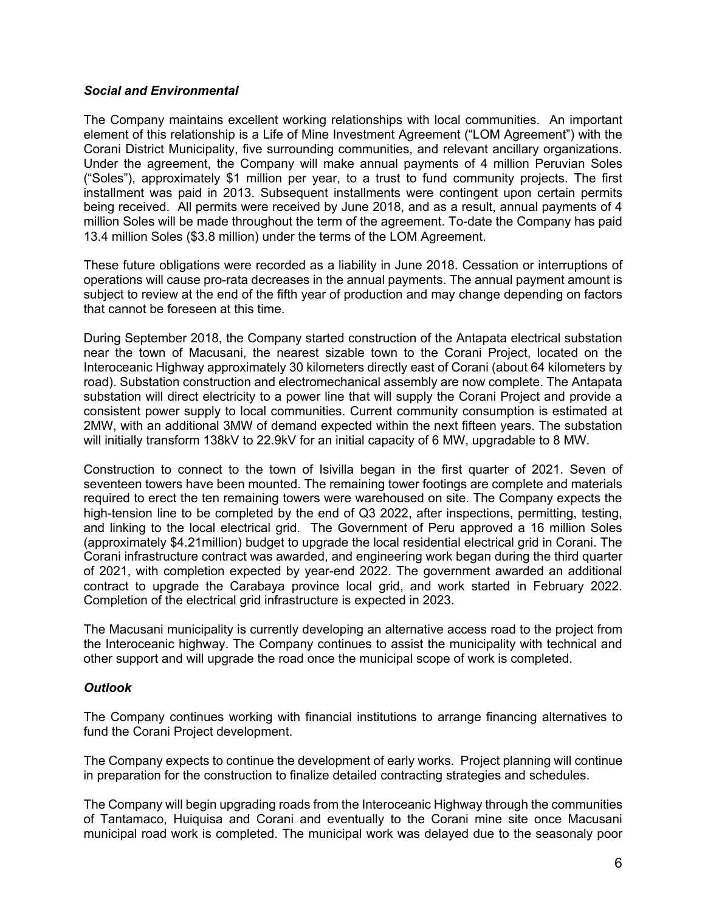### *Social and Environmental*

The Company maintains excellent working relationships with local communities. An important element of this relationship is a Life of Mine Investment Agreement ("LOM Agreement") with the Corani District Municipality, five surrounding communities, and relevant ancillary organizations. Under the agreement, the Company will make annual payments of 4 million Peruvian Soles ("Soles"), approximately $1 million per year, to a trust to fund community projects. The first installment was paid in 2013. Subsequent installments were contingent upon certain permits being received. All permits were received by June 2018, and as a result, annual payments of 4 million Soles will be made throughout the term of the agreement. To-date the Company has paid 13.4 million Soles ($3.8 million) under the terms of the LOM Agreement.

These future obligations were recorded as a liability in June 2018. Cessation or interruptions of operations will cause pro-rata decreases in the annual payments. The annual payment amount is subject to review at the end of the fifth year of production and may change depending on factors that cannot be foreseen at this time.

During September 2018, the Company started construction of the Antapata electrical substation near the town of Macusani, the nearest sizable town to the Corani Project, located on the Interoceanic Highway approximately 30 kilometers directly east of Corani (about 64 kilometers by road). Substation construction and electromechanical assembly are now complete. The Antapata substation will direct electricity to a power line that will supply the Corani Project and provide a consistent power supply to local communities. Current community consumption is estimated at 2MW, with an additional 3MW of demand expected within the next fifteen years. The substation will initially transform 138kV to 22.9kV for an initial capacity of 6 MW, upgradable to 8 MW.

Construction to connect to the town of Isivilla began in the first quarter of 2021. Seven of seventeen towers have been mounted. The remaining tower footings are complete and materials required to erect the ten remaining towers were warehoused on site. The Company expects the high-tension line to be completed by the end of Q3 2022, after inspections, permitting, testing, and linking to the local electrical grid. The Government of Peru approved a 16 million Soles (approximately $4.21million) budget to upgrade the local residential electrical grid in Corani. The Corani infrastructure contract was awarded, and engineering work began during the third quarter of 2021, with completion expected by year-end 2022. The government awarded an additional contract to upgrade the Carabaya province local grid, and work started in February 2022. Completion of the electrical grid infrastructure is expected in 2023.

The Macusani municipality is currently developing an alternative access road to the project from the Interoceanic highway. The Company continues to assist the municipality with technical and other support and will upgrade the road once the municipal scope of work is completed.

### *Outlook*

The Company continues working with financial institutions to arrange financing alternatives to fund the Corani Project development.

The Company expects to continue the development of early works. Project planning will continue in preparation for the construction to finalize detailed contracting strategies and schedules.

The Company will begin upgrading roads from the Interoceanic Highway through the communities of Tantamaco, Huiquisa and Corani and eventually to the Corani mine site once Macusani municipal road work is completed. The municipal work was delayed due to the seasonaly poor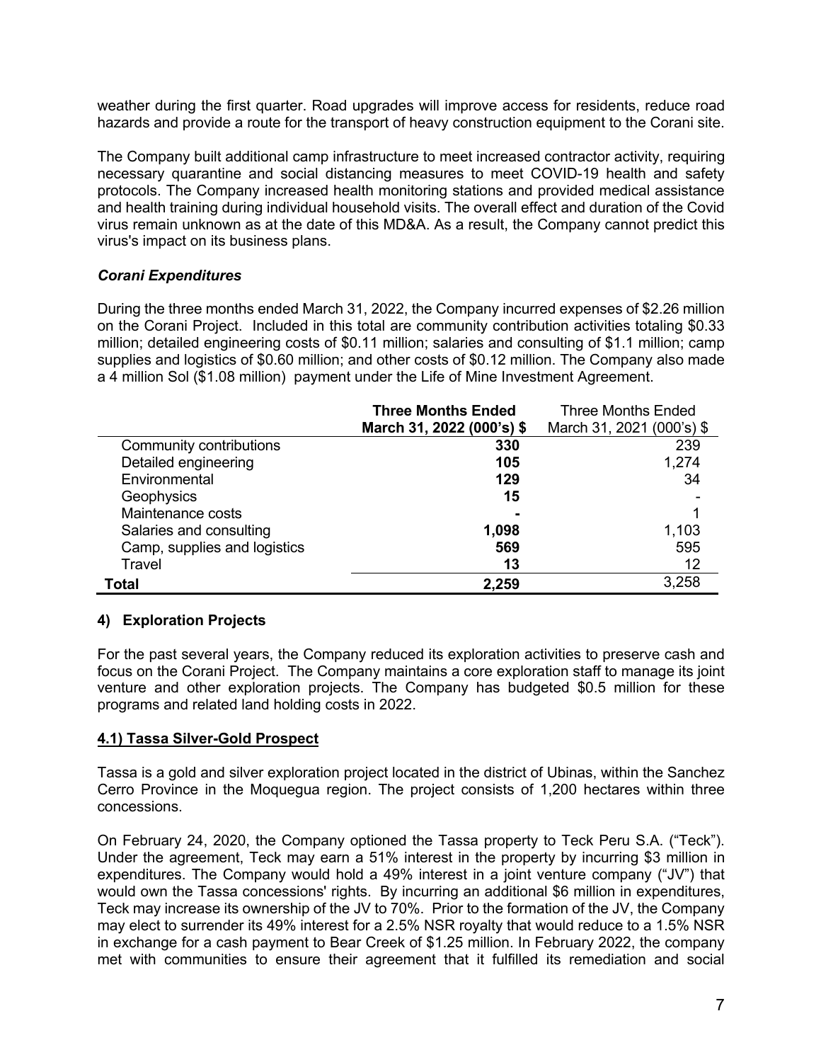weather during the first quarter. Road upgrades will improve access for residents, reduce road hazards and provide a route for the transport of heavy construction equipment to the Corani site.

The Company built additional camp infrastructure to meet increased contractor activity, requiring necessary quarantine and social distancing measures to meet COVID-19 health and safety protocols. The Company increased health monitoring stations and provided medical assistance and health training during individual household visits. The overall effect and duration of the Covid virus remain unknown as at the date of this MD&A. As a result, the Company cannot predict this virus's impact on its business plans.

### *Corani Expenditures*

During the three months ended March 31, 2022, the Company incurred expenses of $2.26 million on the Corani Project. Included in this total are community contribution activities totaling $0.33 million; detailed engineering costs of $0.11 million; salaries and consulting of $1.1 million; camp supplies and logistics of $0.60 million; and other costs of $0.12 million. The Company also made a 4 million Sol ($1.08 million) payment under the Life of Mine Investment Agreement.

| | **Three Months Ended March 31, 2022 (000's) $** | Three Months Ended March 31, 2021 (000's) $ |
|---|---|---|
| Community contributions | **330** | 239 |
| Detailed engineering | **105** | 1,274 |
| Environmental | **129** | 34 |
| Geophysics | **15** | - |
| Maintenance costs | **-** | 1 |
| Salaries and consulting | **1,098** | 1,103 |
| Camp, supplies and logistics | **569** | 595 |
| Travel | **13** | 12 |
| **Total** | **2,259** | 3,258 |

## 4) Exploration Projects

For the past several years, the Company reduced its exploration activities to preserve cash and focus on the Corani Project. The Company maintains a core exploration staff to manage its joint venture and other exploration projects. The Company has budgeted $0.5 million for these programs and related land holding costs in 2022.

### 4.1) Tassa Silver-Gold Prospect

Tassa is a gold and silver exploration project located in the district of Ubinas, within the Sanchez Cerro Province in the Moquegua region. The project consists of 1,200 hectares within three concessions.

On February 24, 2020, the Company optioned the Tassa property to Teck Peru S.A. ("Teck"). Under the agreement, Teck may earn a 51% interest in the property by incurring $3 million in expenditures. The Company would hold a 49% interest in a joint venture company ("JV") that would own the Tassa concessions' rights. By incurring an additional $6 million in expenditures, Teck may increase its ownership of the JV to 70%. Prior to the formation of the JV, the Company may elect to surrender its 49% interest for a 2.5% NSR royalty that would reduce to a 1.5% NSR in exchange for a cash payment to Bear Creek of $1.25 million. In February 2022, the company met with communities to ensure their agreement that it fulfilled its remediation and social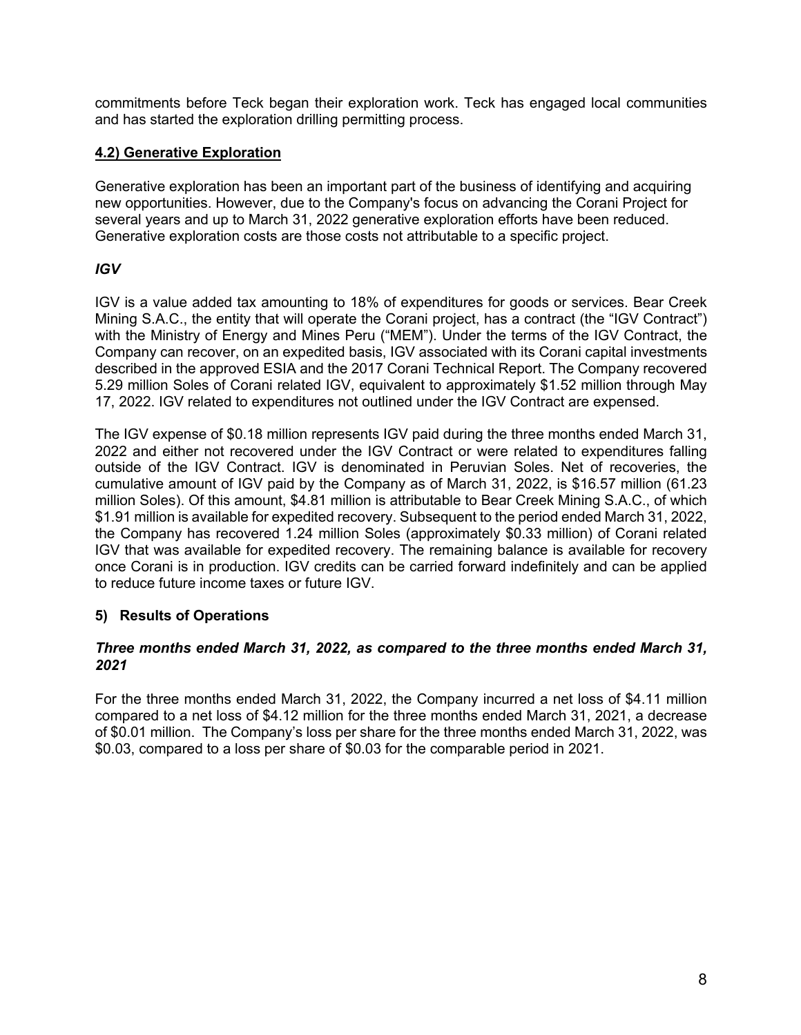commitments before Teck began their exploration work. Teck has engaged local communities and has started the exploration drilling permitting process.

### 4.2) Generative Exploration

Generative exploration has been an important part of the business of identifying and acquiring new opportunities. However, due to the Company's focus on advancing the Corani Project for several years and up to March 31, 2022 generative exploration efforts have been reduced. Generative exploration costs are those costs not attributable to a specific project.

### *IGV*

IGV is a value added tax amounting to 18% of expenditures for goods or services. Bear Creek Mining S.A.C., the entity that will operate the Corani project, has a contract (the "IGV Contract") with the Ministry of Energy and Mines Peru ("MEM"). Under the terms of the IGV Contract, the Company can recover, on an expedited basis, IGV associated with its Corani capital investments described in the approved ESIA and the 2017 Corani Technical Report. The Company recovered 5.29 million Soles of Corani related IGV, equivalent to approximately $1.52 million through May 17, 2022. IGV related to expenditures not outlined under the IGV Contract are expensed.

The IGV expense of $0.18 million represents IGV paid during the three months ended March 31, 2022 and either not recovered under the IGV Contract or were related to expenditures falling outside of the IGV Contract. IGV is denominated in Peruvian Soles. Net of recoveries, the cumulative amount of IGV paid by the Company as of March 31, 2022, is $16.57 million (61.23 million Soles). Of this amount, $4.81 million is attributable to Bear Creek Mining S.A.C., of which $1.91 million is available for expedited recovery. Subsequent to the period ended March 31, 2022, the Company has recovered 1.24 million Soles (approximately $0.33 million) of Corani related IGV that was available for expedited recovery. The remaining balance is available for recovery once Corani is in production. IGV credits can be carried forward indefinitely and can be applied to reduce future income taxes or future IGV.

## 5) Results of Operations

### *Three months ended March 31, 2022, as compared to the three months ended March 31, 2021*

For the three months ended March 31, 2022, the Company incurred a net loss of $4.11 million compared to a net loss of $4.12 million for the three months ended March 31, 2021, a decrease of $0.01 million. The Company's loss per share for the three months ended March 31, 2022, was $0.03, compared to a loss per share of $0.03 for the comparable period in 2021.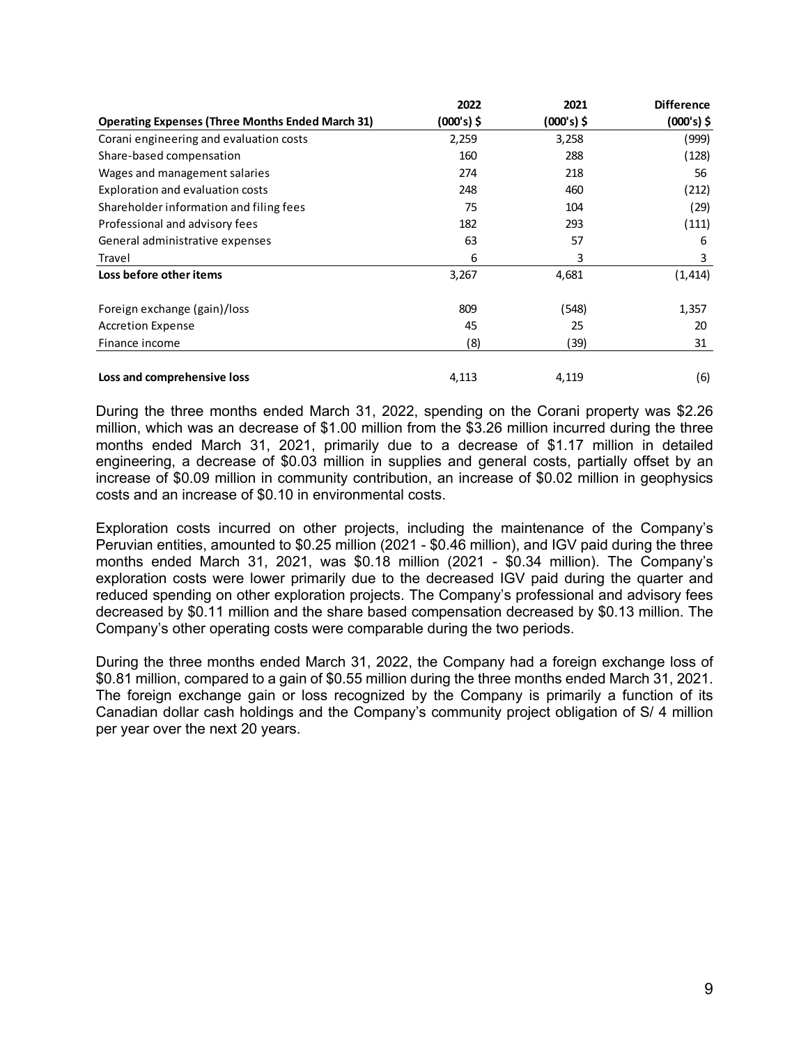| Operating Expenses (Three Months Ended March 31) | 2022 (000's) $ | 2021 (000's) $ | Difference (000's) $ |
|---|---|---|---|
| Corani engineering and evaluation costs | 2,259 | 3,258 | (999) |
| Share-based compensation | 160 | 288 | (128) |
| Wages and management salaries | 274 | 218 | 56 |
| Exploration and evaluation costs | 248 | 460 | (212) |
| Shareholder information and filing fees | 75 | 104 | (29) |
| Professional and advisory fees | 182 | 293 | (111) |
| General administrative expenses | 63 | 57 | 6 |
| Travel | 6 | 3 | 3 |
| **Loss before other items** | 3,267 | 4,681 | (1,414) |
| | | | |
| Foreign exchange (gain)/loss | 809 | (548) | 1,357 |
| Accretion Expense | 45 | 25 | 20 |
| Finance income | (8) | (39) | 31 |
| | | | |
| **Loss and comprehensive loss** | 4,113 | 4,119 | (6) |

During the three months ended March 31, 2022, spending on the Corani property was $2.26 million, which was an decrease of $1.00 million from the $3.26 million incurred during the three months ended March 31, 2021, primarily due to a decrease of $1.17 million in detailed engineering, a decrease of $0.03 million in supplies and general costs, partially offset by an increase of $0.09 million in community contribution, an increase of $0.02 million in geophysics costs and an increase of $0.10 in environmental costs.

Exploration costs incurred on other projects, including the maintenance of the Company's Peruvian entities, amounted to $0.25 million (2021 - $0.46 million), and IGV paid during the three months ended March 31, 2021, was $0.18 million (2021 - $0.34 million). The Company's exploration costs were lower primarily due to the decreased IGV paid during the quarter and reduced spending on other exploration projects. The Company's professional and advisory fees decreased by $0.11 million and the share based compensation decreased by $0.13 million. The Company's other operating costs were comparable during the two periods.

During the three months ended March 31, 2022, the Company had a foreign exchange loss of $0.81 million, compared to a gain of $0.55 million during the three months ended March 31, 2021. The foreign exchange gain or loss recognized by the Company is primarily a function of its Canadian dollar cash holdings and the Company's community project obligation of S/ 4 million per year over the next 20 years.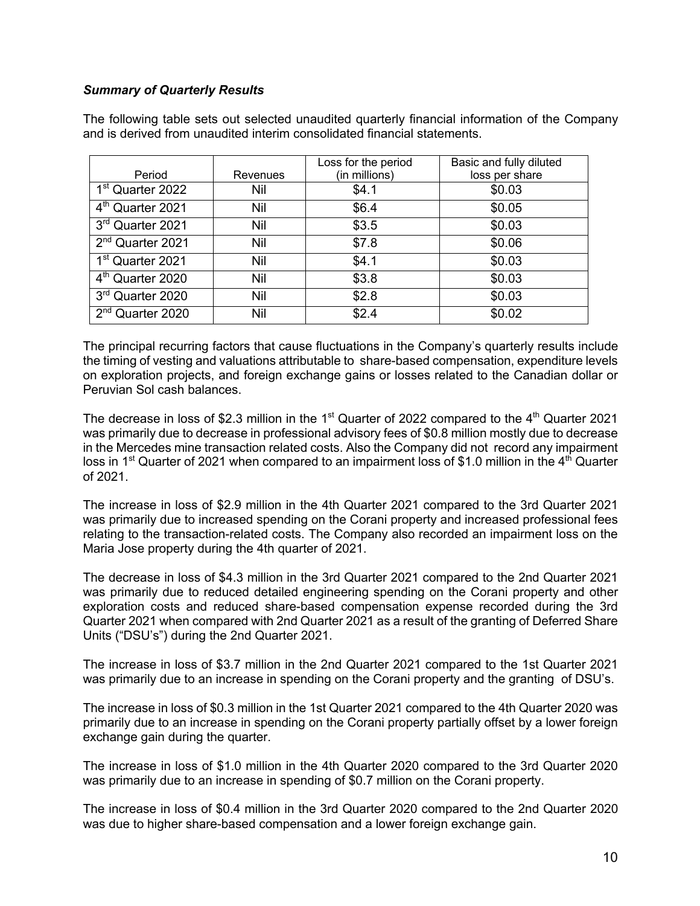***Summary of Quarterly Results***

The following table sets out selected unaudited quarterly financial information of the Company and is derived from unaudited interim consolidated financial statements.

| Period | Revenues | Loss for the period (in millions) | Basic and fully diluted loss per share |
|---|---|---|---|
| 1st Quarter 2022 | Nil | \$4.1 | \$0.03 |
| 4th Quarter 2021 | Nil | \$6.4 | \$0.05 |
| 3rd Quarter 2021 | Nil | \$3.5 | \$0.03 |
| 2nd Quarter 2021 | Nil | \$7.8 | \$0.06 |
| 1st Quarter 2021 | Nil | \$4.1 | \$0.03 |
| 4th Quarter 2020 | Nil | \$3.8 | \$0.03 |
| 3rd Quarter 2020 | Nil | \$2.8 | \$0.03 |
| 2nd Quarter 2020 | Nil | \$2.4 | \$0.02 |

The principal recurring factors that cause fluctuations in the Company's quarterly results include the timing of vesting and valuations attributable to share-based compensation, expenditure levels on exploration projects, and foreign exchange gains or losses related to the Canadian dollar or Peruvian Sol cash balances.

The decrease in loss of \$2.3 million in the 1st Quarter of 2022 compared to the 4th Quarter 2021 was primarily due to decrease in professional advisory fees of \$0.8 million mostly due to decrease in the Mercedes mine transaction related costs. Also the Company did not record any impairment loss in 1st Quarter of 2021 when compared to an impairment loss of \$1.0 million in the 4th Quarter of 2021.

The increase in loss of \$2.9 million in the 4th Quarter 2021 compared to the 3rd Quarter 2021 was primarily due to increased spending on the Corani property and increased professional fees relating to the transaction-related costs. The Company also recorded an impairment loss on the Maria Jose property during the 4th quarter of 2021.

The decrease in loss of \$4.3 million in the 3rd Quarter 2021 compared to the 2nd Quarter 2021 was primarily due to reduced detailed engineering spending on the Corani property and other exploration costs and reduced share-based compensation expense recorded during the 3rd Quarter 2021 when compared with 2nd Quarter 2021 as a result of the granting of Deferred Share Units ("DSU's") during the 2nd Quarter 2021.

The increase in loss of \$3.7 million in the 2nd Quarter 2021 compared to the 1st Quarter 2021 was primarily due to an increase in spending on the Corani property and the granting of DSU's.

The increase in loss of \$0.3 million in the 1st Quarter 2021 compared to the 4th Quarter 2020 was primarily due to an increase in spending on the Corani property partially offset by a lower foreign exchange gain during the quarter.

The increase in loss of \$1.0 million in the 4th Quarter 2020 compared to the 3rd Quarter 2020 was primarily due to an increase in spending of \$0.7 million on the Corani property.

The increase in loss of \$0.4 million in the 3rd Quarter 2020 compared to the 2nd Quarter 2020 was due to higher share-based compensation and a lower foreign exchange gain.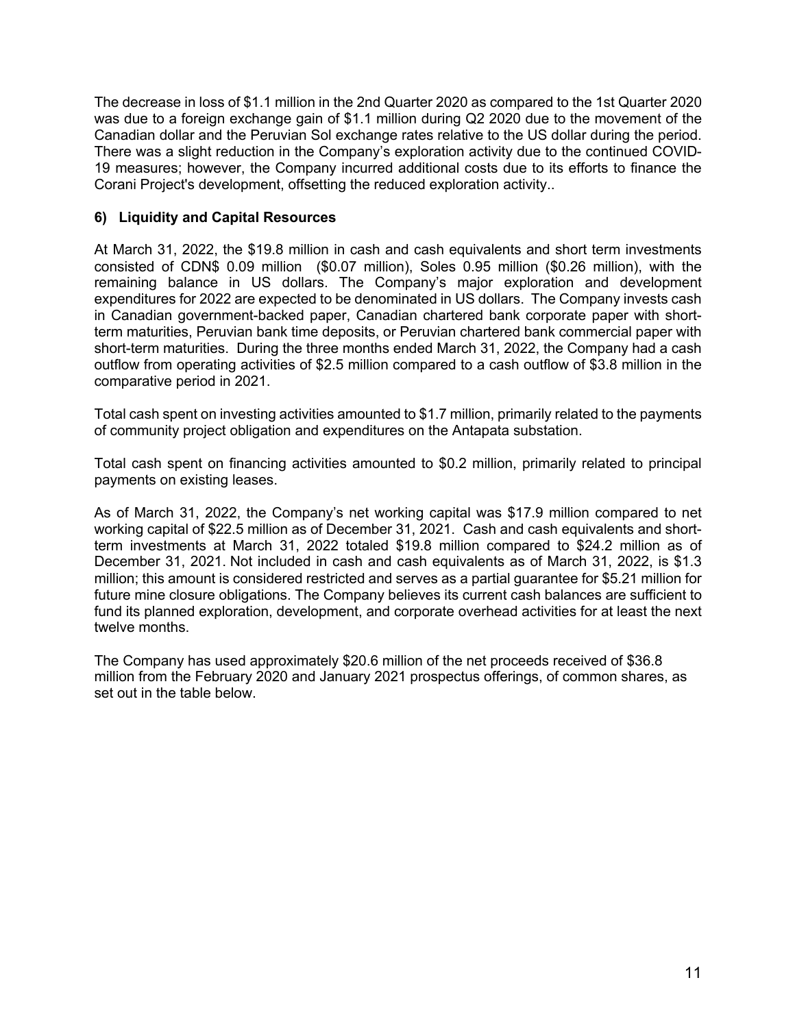The decrease in loss of $1.1 million in the 2nd Quarter 2020 as compared to the 1st Quarter 2020 was due to a foreign exchange gain of $1.1 million during Q2 2020 due to the movement of the Canadian dollar and the Peruvian Sol exchange rates relative to the US dollar during the period. There was a slight reduction in the Company's exploration activity due to the continued COVID-19 measures; however, the Company incurred additional costs due to its efforts to finance the Corani Project's development, offsetting the reduced exploration activity..

## 6) Liquidity and Capital Resources

At March 31, 2022, the $19.8 million in cash and cash equivalents and short term investments consisted of CDN$ 0.09 million ($0.07 million), Soles 0.95 million ($0.26 million), with the remaining balance in US dollars. The Company's major exploration and development expenditures for 2022 are expected to be denominated in US dollars. The Company invests cash in Canadian government-backed paper, Canadian chartered bank corporate paper with short-term maturities, Peruvian bank time deposits, or Peruvian chartered bank commercial paper with short-term maturities. During the three months ended March 31, 2022, the Company had a cash outflow from operating activities of $2.5 million compared to a cash outflow of $3.8 million in the comparative period in 2021.

Total cash spent on investing activities amounted to $1.7 million, primarily related to the payments of community project obligation and expenditures on the Antapata substation.

Total cash spent on financing activities amounted to $0.2 million, primarily related to principal payments on existing leases.

As of March 31, 2022, the Company's net working capital was $17.9 million compared to net working capital of $22.5 million as of December 31, 2021. Cash and cash equivalents and short-term investments at March 31, 2022 totaled $19.8 million compared to $24.2 million as of December 31, 2021. Not included in cash and cash equivalents as of March 31, 2022, is $1.3 million; this amount is considered restricted and serves as a partial guarantee for $5.21 million for future mine closure obligations. The Company believes its current cash balances are sufficient to fund its planned exploration, development, and corporate overhead activities for at least the next twelve months.

The Company has used approximately $20.6 million of the net proceeds received of $36.8 million from the February 2020 and January 2021 prospectus offerings, of common shares, as set out in the table below.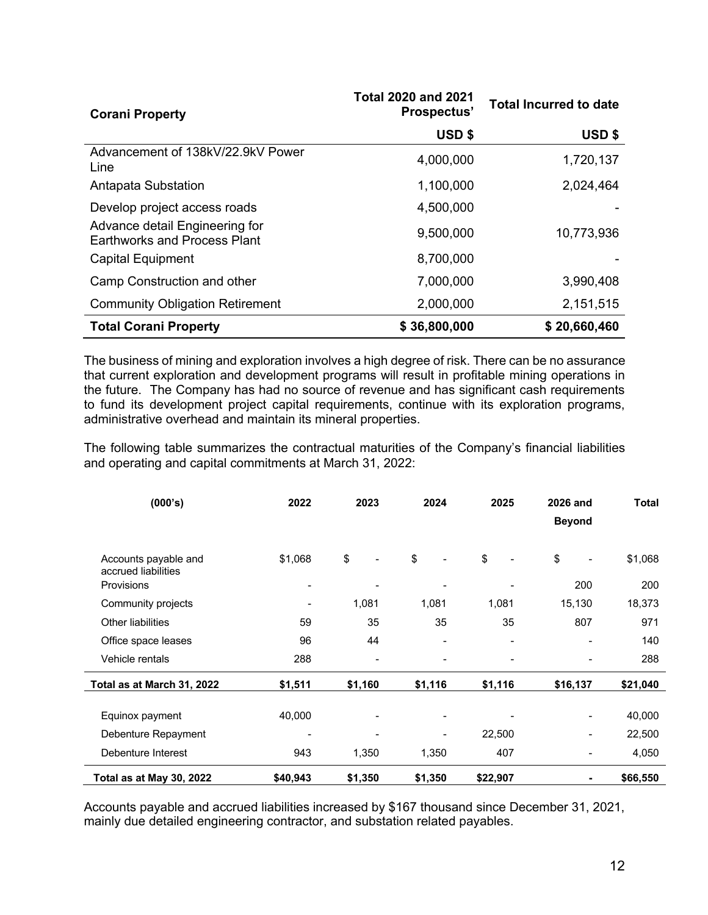| Corani Property | Total 2020 and 2021 Prospectus' | Total Incurred to date |
|---|---|---|
| | USD $ | USD $ |
| Advancement of 138kV/22.9kV Power Line | 4,000,000 | 1,720,137 |
| Antapata Substation | 1,100,000 | 2,024,464 |
| Develop project access roads | 4,500,000 | - |
| Advance detail Engineering for Earthworks and Process Plant | 9,500,000 | 10,773,936 |
| Capital Equipment | 8,700,000 | - |
| Camp Construction and other | 7,000,000 | 3,990,408 |
| Community Obligation Retirement | 2,000,000 | 2,151,515 |
| **Total Corani Property** | **$ 36,800,000** | **$ 20,660,460** |

The business of mining and exploration involves a high degree of risk. There can be no assurance that current exploration and development programs will result in profitable mining operations in the future. The Company has had no source of revenue and has significant cash requirements to fund its development project capital requirements, continue with its exploration programs, administrative overhead and maintain its mineral properties.

The following table summarizes the contractual maturities of the Company's financial liabilities and operating and capital commitments at March 31, 2022:

| (000's) | 2022 | 2023 | 2024 | 2025 | 2026 and Beyond | Total |
|---|---|---|---|---|---|---|
| Accounts payable and accrued liabilities | $1,068 | $ - | $ - | $ - | $ - | $1,068 |
| Provisions | - | - | - | - | 200 | 200 |
| Community projects | - | 1,081 | 1,081 | 1,081 | 15,130 | 18,373 |
| Other liabilities | 59 | 35 | 35 | 35 | 807 | 971 |
| Office space leases | 96 | 44 | - | - | - | 140 |
| Vehicle rentals | 288 | - | - | - | - | 288 |
| **Total as at March 31, 2022** | **$1,511** | **$1,160** | **$1,116** | **$1,116** | **$16,137** | **$21,040** |
| Equinox payment | 40,000 | - | - | - | - | 40,000 |
| Debenture Repayment | - | - | - | 22,500 | - | 22,500 |
| Debenture Interest | 943 | 1,350 | 1,350 | 407 | - | 4,050 |
| **Total as at May 30, 2022** | **$40,943** | **$1,350** | **$1,350** | **$22,907** | **-** | **$66,550** |

Accounts payable and accrued liabilities increased by $167 thousand since December 31, 2021, mainly due detailed engineering contractor, and substation related payables.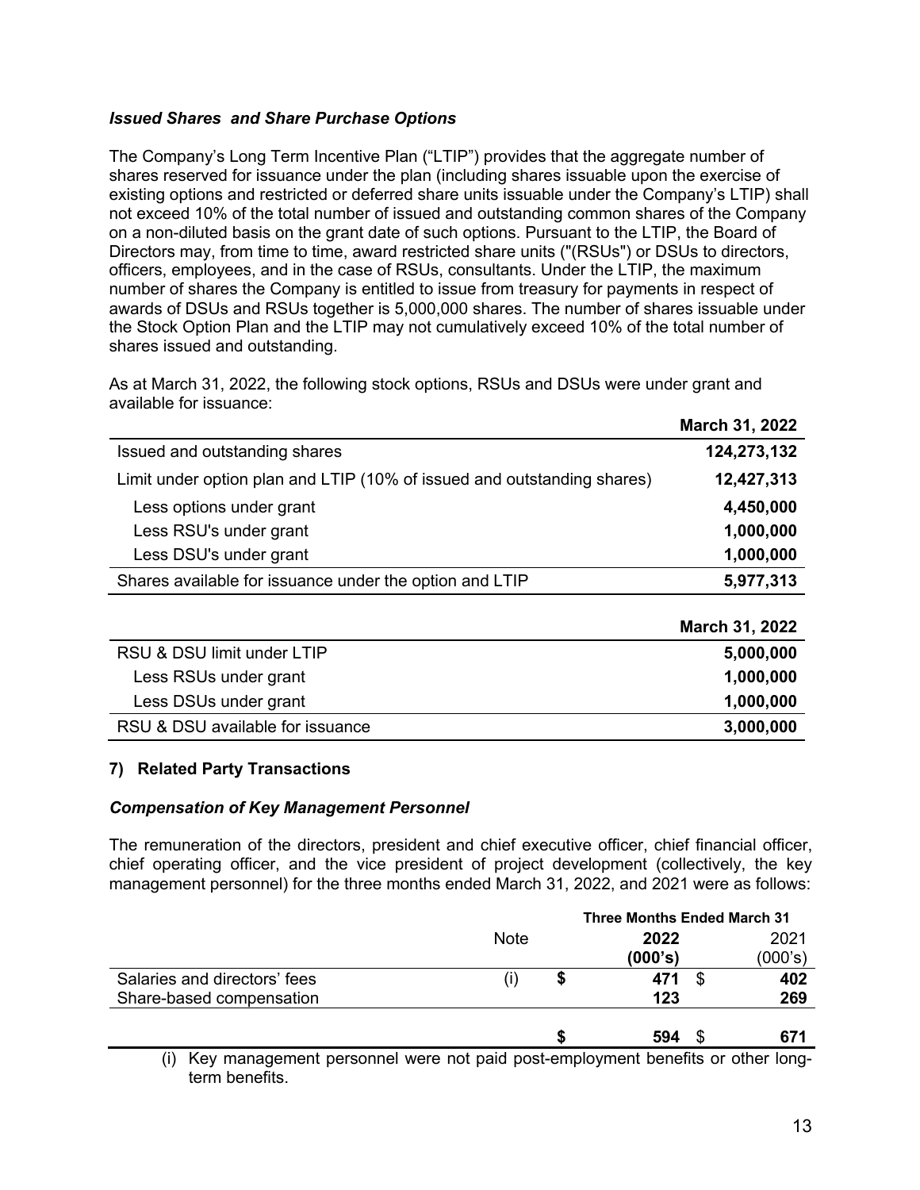### *Issued Shares and Share Purchase Options*

The Company's Long Term Incentive Plan ("LTIP") provides that the aggregate number of shares reserved for issuance under the plan (including shares issuable upon the exercise of existing options and restricted or deferred share units issuable under the Company's LTIP) shall not exceed 10% of the total number of issued and outstanding common shares of the Company on a non-diluted basis on the grant date of such options. Pursuant to the LTIP, the Board of Directors may, from time to time, award restricted share units ("(RSUs") or DSUs to directors, officers, employees, and in the case of RSUs, consultants. Under the LTIP, the maximum number of shares the Company is entitled to issue from treasury for payments in respect of awards of DSUs and RSUs together is 5,000,000 shares. The number of shares issuable under the Stock Option Plan and the LTIP may not cumulatively exceed 10% of the total number of shares issued and outstanding.

As at March 31, 2022, the following stock options, RSUs and DSUs were under grant and available for issuance:

| | **March 31, 2022** |
|---|---|
| Issued and outstanding shares | **124,273,132** |
| Limit under option plan and LTIP (10% of issued and outstanding shares) | **12,427,313** |
| Less options under grant | **4,450,000** |
| Less RSU's under grant | **1,000,000** |
| Less DSU's under grant | **1,000,000** |
| Shares available for issuance under the option and LTIP | **5,977,313** |

| | **March 31, 2022** |
|---|---|
| RSU & DSU limit under LTIP | **5,000,000** |
| Less RSUs under grant | **1,000,000** |
| Less DSUs under grant | **1,000,000** |
| RSU & DSU available for issuance | **3,000,000** |

## 7) Related Party Transactions

### *Compensation of Key Management Personnel*

The remuneration of the directors, president and chief executive officer, chief financial officer, chief operating officer, and the vice president of project development (collectively, the key management personnel) for the three months ended March 31, 2022, and 2021 were as follows:

| | Note | **Three Months Ended March 31** | |
|---|---|---|---|
| | | **2022 (000's)** | 2021 (000's) |
| Salaries and directors' fees | (i) | **$ 471** | $ **402** |
| Share-based compensation | | **123** | **269** |
| | | **$ 594** | $ **671** |

(i) Key management personnel were not paid post-employment benefits or other long-term benefits.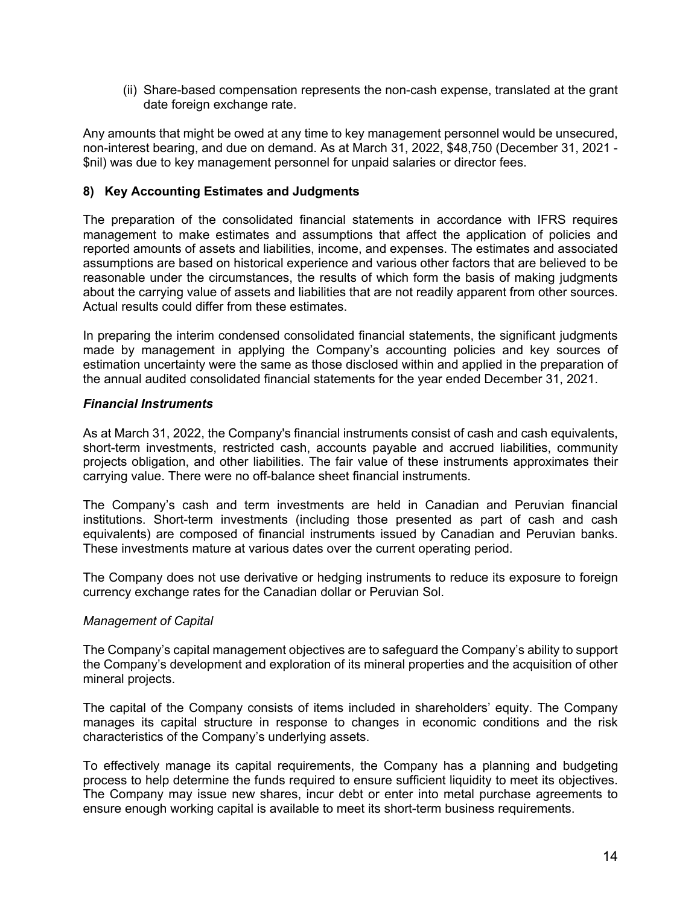(ii) Share-based compensation represents the non-cash expense, translated at the grant date foreign exchange rate.

Any amounts that might be owed at any time to key management personnel would be unsecured, non-interest bearing, and due on demand. As at March 31, 2022, $48,750 (December 31, 2021 - $nil) was due to key management personnel for unpaid salaries or director fees.

## 8) Key Accounting Estimates and Judgments

The preparation of the consolidated financial statements in accordance with IFRS requires management to make estimates and assumptions that affect the application of policies and reported amounts of assets and liabilities, income, and expenses. The estimates and associated assumptions are based on historical experience and various other factors that are believed to be reasonable under the circumstances, the results of which form the basis of making judgments about the carrying value of assets and liabilities that are not readily apparent from other sources. Actual results could differ from these estimates.

In preparing the interim condensed consolidated financial statements, the significant judgments made by management in applying the Company's accounting policies and key sources of estimation uncertainty were the same as those disclosed within and applied in the preparation of the annual audited consolidated financial statements for the year ended December 31, 2021.

### *Financial Instruments*

As at March 31, 2022, the Company's financial instruments consist of cash and cash equivalents, short-term investments, restricted cash, accounts payable and accrued liabilities, community projects obligation, and other liabilities. The fair value of these instruments approximates their carrying value. There were no off-balance sheet financial instruments.

The Company's cash and term investments are held in Canadian and Peruvian financial institutions. Short-term investments (including those presented as part of cash and cash equivalents) are composed of financial instruments issued by Canadian and Peruvian banks. These investments mature at various dates over the current operating period.

The Company does not use derivative or hedging instruments to reduce its exposure to foreign currency exchange rates for the Canadian dollar or Peruvian Sol.

*Management of Capital*

The Company's capital management objectives are to safeguard the Company's ability to support the Company's development and exploration of its mineral properties and the acquisition of other mineral projects.

The capital of the Company consists of items included in shareholders' equity. The Company manages its capital structure in response to changes in economic conditions and the risk characteristics of the Company's underlying assets.

To effectively manage its capital requirements, the Company has a planning and budgeting process to help determine the funds required to ensure sufficient liquidity to meet its objectives. The Company may issue new shares, incur debt or enter into metal purchase agreements to ensure enough working capital is available to meet its short-term business requirements.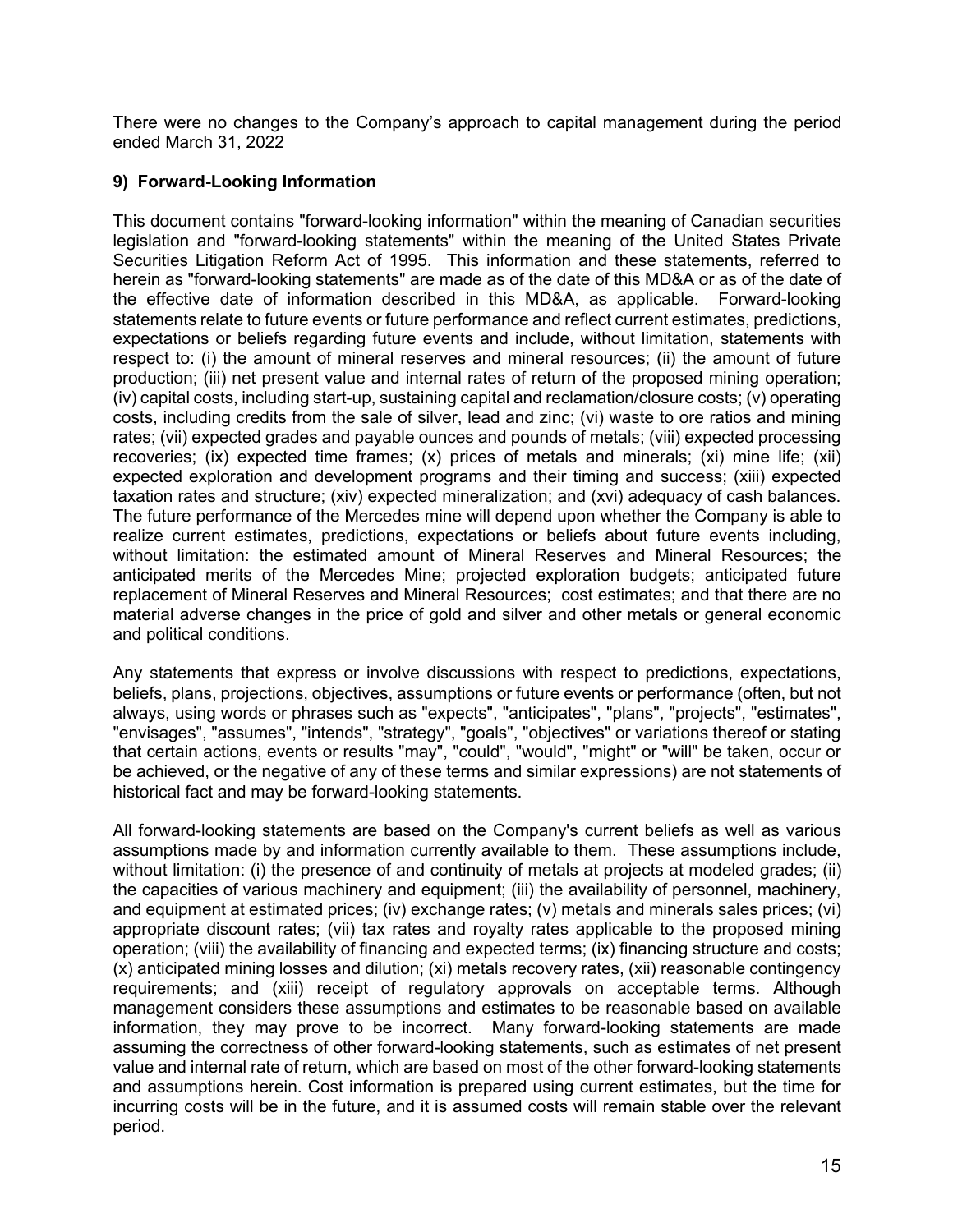There were no changes to the Company's approach to capital management during the period ended March 31, 2022

## 9) Forward-Looking Information

This document contains "forward-looking information" within the meaning of Canadian securities legislation and "forward-looking statements" within the meaning of the United States Private Securities Litigation Reform Act of 1995. This information and these statements, referred to herein as "forward-looking statements" are made as of the date of this MD&A or as of the date of the effective date of information described in this MD&A, as applicable. Forward-looking statements relate to future events or future performance and reflect current estimates, predictions, expectations or beliefs regarding future events and include, without limitation, statements with respect to: (i) the amount of mineral reserves and mineral resources; (ii) the amount of future production; (iii) net present value and internal rates of return of the proposed mining operation; (iv) capital costs, including start-up, sustaining capital and reclamation/closure costs; (v) operating costs, including credits from the sale of silver, lead and zinc; (vi) waste to ore ratios and mining rates; (vii) expected grades and payable ounces and pounds of metals; (viii) expected processing recoveries; (ix) expected time frames; (x) prices of metals and minerals; (xi) mine life; (xii) expected exploration and development programs and their timing and success; (xiii) expected taxation rates and structure; (xiv) expected mineralization; and (xvi) adequacy of cash balances. The future performance of the Mercedes mine will depend upon whether the Company is able to realize current estimates, predictions, expectations or beliefs about future events including, without limitation: the estimated amount of Mineral Reserves and Mineral Resources; the anticipated merits of the Mercedes Mine; projected exploration budgets; anticipated future replacement of Mineral Reserves and Mineral Resources; cost estimates; and that there are no material adverse changes in the price of gold and silver and other metals or general economic and political conditions.

Any statements that express or involve discussions with respect to predictions, expectations, beliefs, plans, projections, objectives, assumptions or future events or performance (often, but not always, using words or phrases such as "expects", "anticipates", "plans", "projects", "estimates", "envisages", "assumes", "intends", "strategy", "goals", "objectives" or variations thereof or stating that certain actions, events or results "may", "could", "would", "might" or "will" be taken, occur or be achieved, or the negative of any of these terms and similar expressions) are not statements of historical fact and may be forward-looking statements.

All forward-looking statements are based on the Company's current beliefs as well as various assumptions made by and information currently available to them. These assumptions include, without limitation: (i) the presence of and continuity of metals at projects at modeled grades; (ii) the capacities of various machinery and equipment; (iii) the availability of personnel, machinery, and equipment at estimated prices; (iv) exchange rates; (v) metals and minerals sales prices; (vi) appropriate discount rates; (vii) tax rates and royalty rates applicable to the proposed mining operation; (viii) the availability of financing and expected terms; (ix) financing structure and costs; (x) anticipated mining losses and dilution; (xi) metals recovery rates, (xii) reasonable contingency requirements; and (xiii) receipt of regulatory approvals on acceptable terms. Although management considers these assumptions and estimates to be reasonable based on available information, they may prove to be incorrect. Many forward-looking statements are made assuming the correctness of other forward-looking statements, such as estimates of net present value and internal rate of return, which are based on most of the other forward-looking statements and assumptions herein. Cost information is prepared using current estimates, but the time for incurring costs will be in the future, and it is assumed costs will remain stable over the relevant period.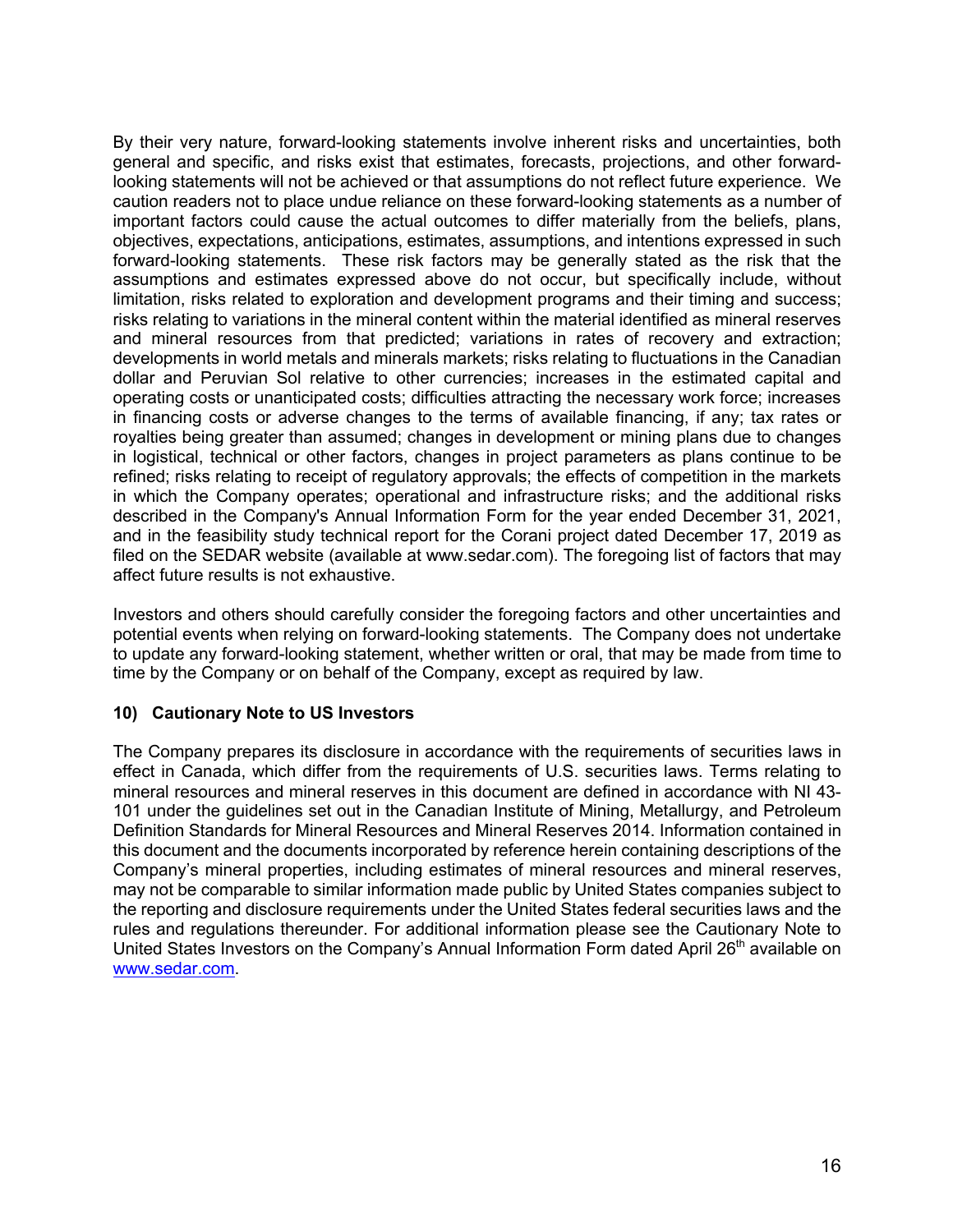By their very nature, forward-looking statements involve inherent risks and uncertainties, both general and specific, and risks exist that estimates, forecasts, projections, and other forward-looking statements will not be achieved or that assumptions do not reflect future experience. We caution readers not to place undue reliance on these forward-looking statements as a number of important factors could cause the actual outcomes to differ materially from the beliefs, plans, objectives, expectations, anticipations, estimates, assumptions, and intentions expressed in such forward-looking statements. These risk factors may be generally stated as the risk that the assumptions and estimates expressed above do not occur, but specifically include, without limitation, risks related to exploration and development programs and their timing and success; risks relating to variations in the mineral content within the material identified as mineral reserves and mineral resources from that predicted; variations in rates of recovery and extraction; developments in world metals and minerals markets; risks relating to fluctuations in the Canadian dollar and Peruvian Sol relative to other currencies; increases in the estimated capital and operating costs or unanticipated costs; difficulties attracting the necessary work force; increases in financing costs or adverse changes to the terms of available financing, if any; tax rates or royalties being greater than assumed; changes in development or mining plans due to changes in logistical, technical or other factors, changes in project parameters as plans continue to be refined; risks relating to receipt of regulatory approvals; the effects of competition in the markets in which the Company operates; operational and infrastructure risks; and the additional risks described in the Company's Annual Information Form for the year ended December 31, 2021, and in the feasibility study technical report for the Corani project dated December 17, 2019 as filed on the SEDAR website (available at www.sedar.com). The foregoing list of factors that may affect future results is not exhaustive.

Investors and others should carefully consider the foregoing factors and other uncertainties and potential events when relying on forward-looking statements. The Company does not undertake to update any forward-looking statement, whether written or oral, that may be made from time to time by the Company or on behalf of the Company, except as required by law.

### 10) Cautionary Note to US Investors

The Company prepares its disclosure in accordance with the requirements of securities laws in effect in Canada, which differ from the requirements of U.S. securities laws. Terms relating to mineral resources and mineral reserves in this document are defined in accordance with NI 43-101 under the guidelines set out in the Canadian Institute of Mining, Metallurgy, and Petroleum Definition Standards for Mineral Resources and Mineral Reserves 2014. Information contained in this document and the documents incorporated by reference herein containing descriptions of the Company's mineral properties, including estimates of mineral resources and mineral reserves, may not be comparable to similar information made public by United States companies subject to the reporting and disclosure requirements under the United States federal securities laws and the rules and regulations thereunder. For additional information please see the Cautionary Note to United States Investors on the Company's Annual Information Form dated April 26th available on www.sedar.com.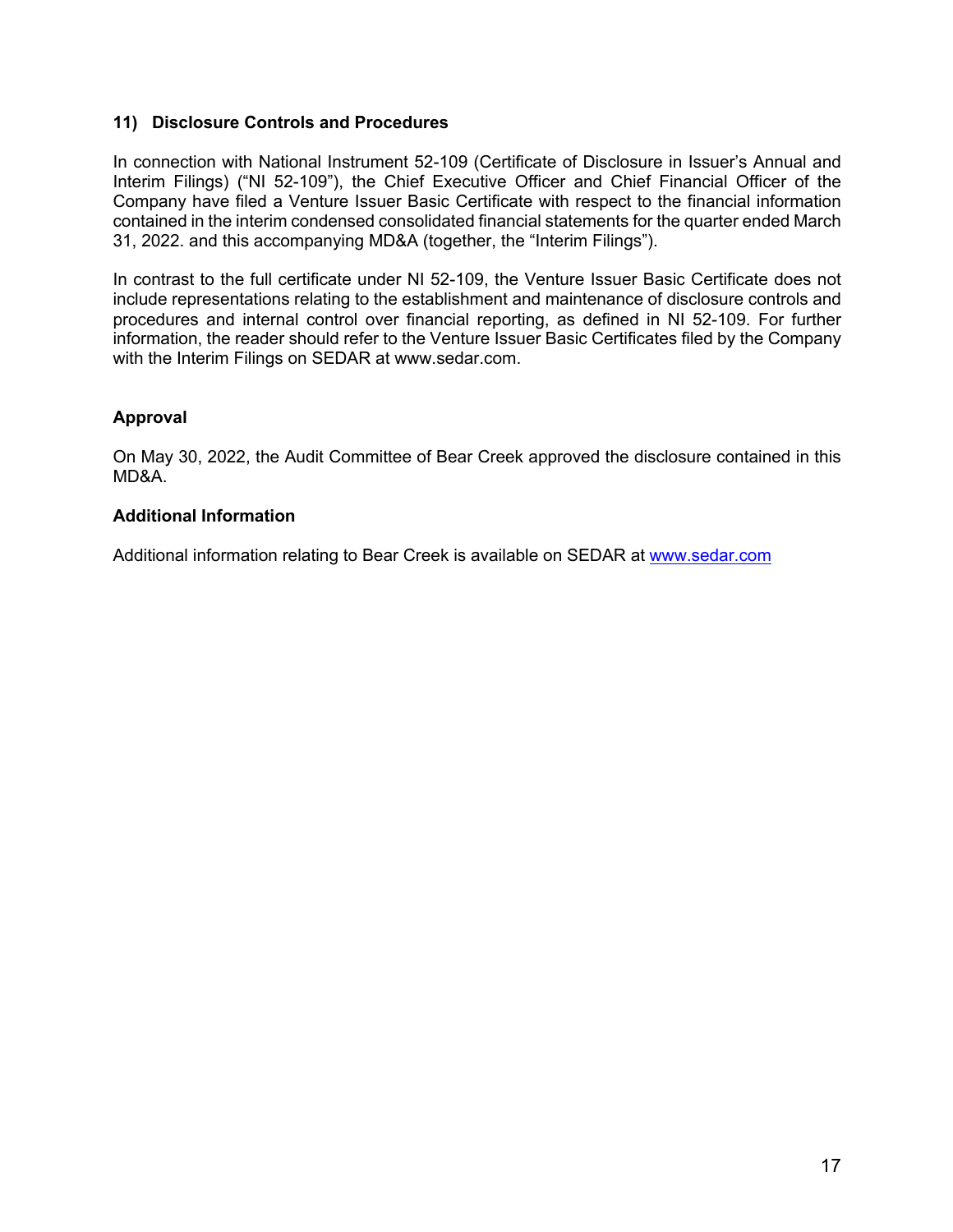## 11) Disclosure Controls and Procedures

In connection with National Instrument 52-109 (Certificate of Disclosure in Issuer's Annual and Interim Filings) ("NI 52-109"), the Chief Executive Officer and Chief Financial Officer of the Company have filed a Venture Issuer Basic Certificate with respect to the financial information contained in the interim condensed consolidated financial statements for the quarter ended March 31, 2022. and this accompanying MD&A (together, the "Interim Filings").

In contrast to the full certificate under NI 52-109, the Venture Issuer Basic Certificate does not include representations relating to the establishment and maintenance of disclosure controls and procedures and internal control over financial reporting, as defined in NI 52-109. For further information, the reader should refer to the Venture Issuer Basic Certificates filed by the Company with the Interim Filings on SEDAR at www.sedar.com.

## Approval

On May 30, 2022, the Audit Committee of Bear Creek approved the disclosure contained in this MD&A.

## Additional Information

Additional information relating to Bear Creek is available on SEDAR at [www.sedar.com](http://www.sedar.com)